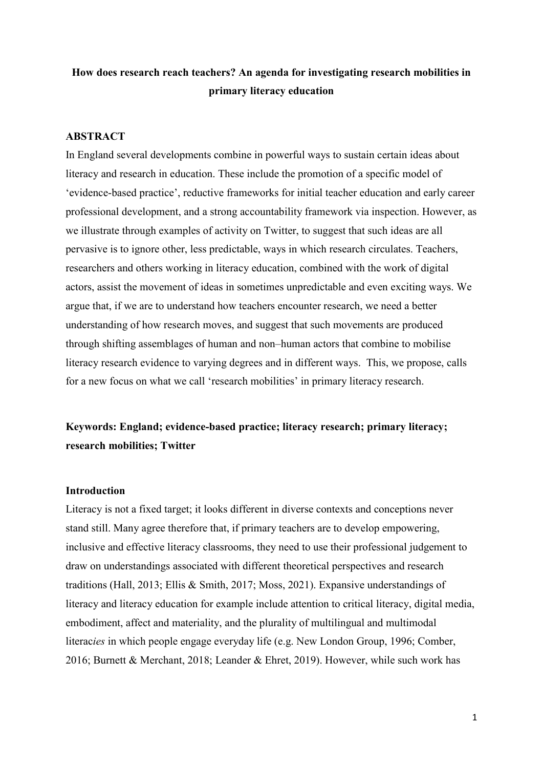# How does research reach teachers? An agenda for investigating research mobilities in primary literacy education

## ABSTRACT

In England several developments combine in powerful ways to sustain certain ideas about literacy and research in education. These include the promotion of a specific model of 'evidence-based practice', reductive frameworks for initial teacher education and early career professional development, and a strong accountability framework via inspection. However, as we illustrate through examples of activity on Twitter, to suggest that such ideas are all pervasive is to ignore other, less predictable, ways in which research circulates. Teachers, researchers and others working in literacy education, combined with the work of digital actors, assist the movement of ideas in sometimes unpredictable and even exciting ways. We argue that, if we are to understand how teachers encounter research, we need a better understanding of how research moves, and suggest that such movements are produced through shifting assemblages of human and non–human actors that combine to mobilise literacy research evidence to varying degrees and in different ways. This, we propose, calls for a new focus on what we call 'research mobilities' in primary literacy research.

**Keywords: England; evidence-based practice; literacy research; primary literacy; research mobilities; Twitter**

## Introduction

Literacy is not a fixed target; it looks different in diverse contexts and conceptions never stand still. Many agree therefore that, if primary teachers are to develop empowering, inclusive and effective literacy classrooms, they need to use their professional judgement to draw on understandings associated with different theoretical perspectives and research traditions (Hall, 2013; Ellis & Smith, 2017; Moss, 2021). Expansive understandings of literacy and literacy education for example include attention to critical literacy, digital media, embodiment, affect and materiality, and the plurality of multilingual and multimodal litera*cies* in which people engage everyday life (e.g. New London Group, 1996; Comber, 2016; Burnett & Merchant, 2018; Leander & Ehret, 2019). However, while such work has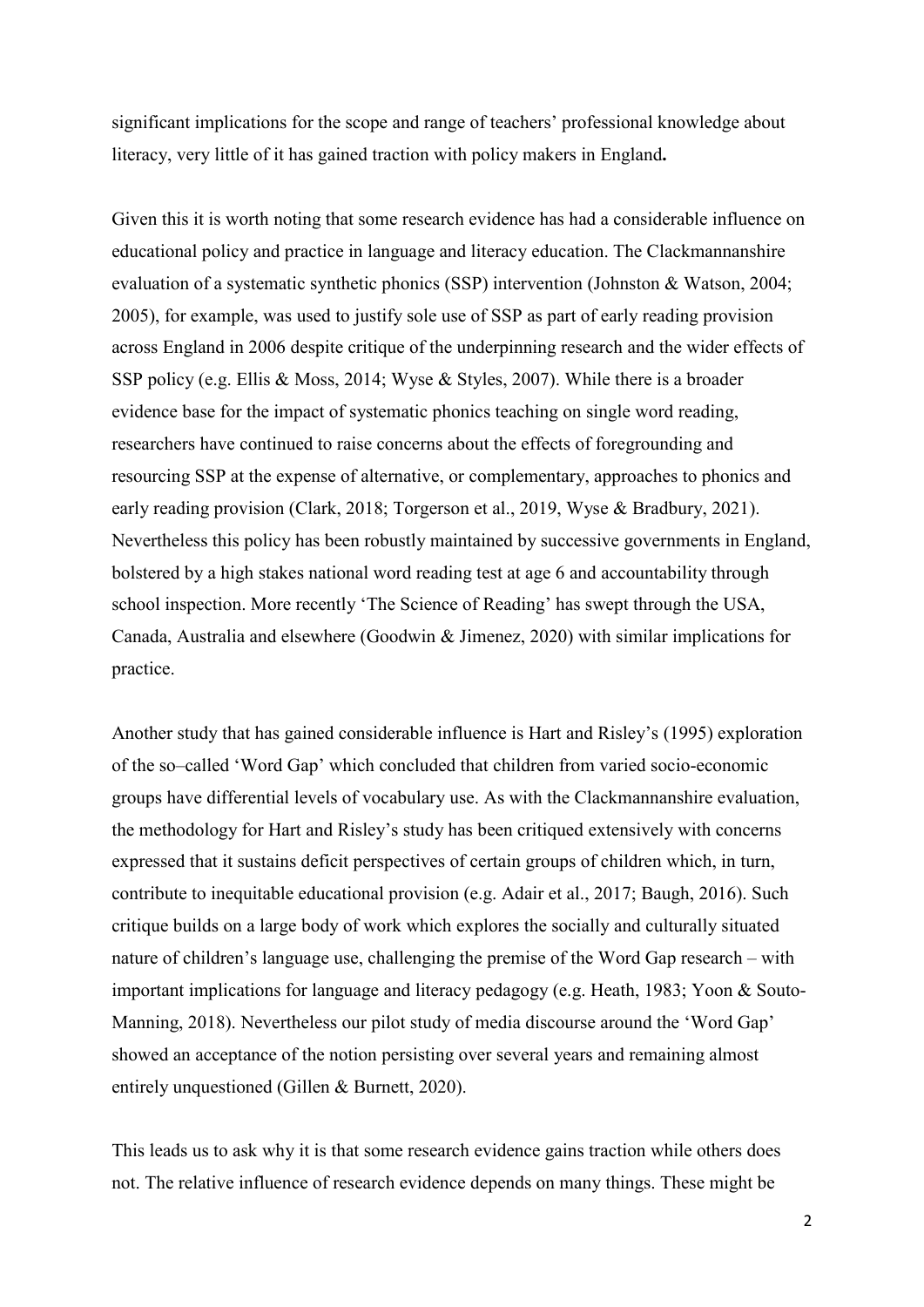significant implications for the scope and range of teachers' professional knowledge about literacy, very little of it has gained traction with policy makers in England**.**

Given this it is worth noting that some research evidence has had a considerable influence on educational policy and practice in language and literacy education. The Clackmannanshire evaluation of a systematic synthetic phonics (SSP) intervention (Johnston & Watson, 2004; 2005), for example, was used to justify sole use of SSP as part of early reading provision across England in 2006 despite critique of the underpinning research and the wider effects of SSP policy (e.g. Ellis & Moss, 2014; Wyse & Styles, 2007). While there is a broader evidence base for the impact of systematic phonics teaching on single word reading, researchers have continued to raise concerns about the effects of foregrounding and resourcing SSP at the expense of alternative, or complementary, approaches to phonics and early reading provision (Clark, 2018; Torgerson et al., 2019, Wyse & Bradbury, 2021). Nevertheless this policy has been robustly maintained by successive governments in England, bolstered by a high stakes national word reading test at age 6 and accountability through school inspection. More recently 'The Science of Reading' has swept through the USA, Canada, Australia and elsewhere (Goodwin & Jimenez, 2020) with similar implications for practice.

Another study that has gained considerable influence is Hart and Risley's (1995) exploration of the so–called 'Word Gap' which concluded that children from varied socio-economic groups have differential levels of vocabulary use. As with the Clackmannanshire evaluation, the methodology for Hart and Risley's study has been critiqued extensively with concerns expressed that it sustains deficit perspectives of certain groups of children which, in turn, contribute to inequitable educational provision (e.g. Adair et al., 2017; Baugh, 2016). Such critique builds on a large body of work which explores the socially and culturally situated nature of children's language use, challenging the premise of the Word Gap research – with important implications for language and literacy pedagogy (e.g. Heath, 1983; Yoon & Souto-Manning, 2018). Nevertheless our pilot study of media discourse around the 'Word Gap' showed an acceptance of the notion persisting over several years and remaining almost entirely unquestioned (Gillen & Burnett, 2020).

This leads us to ask why it is that some research evidence gains traction while others does not. The relative influence of research evidence depends on many things. These might be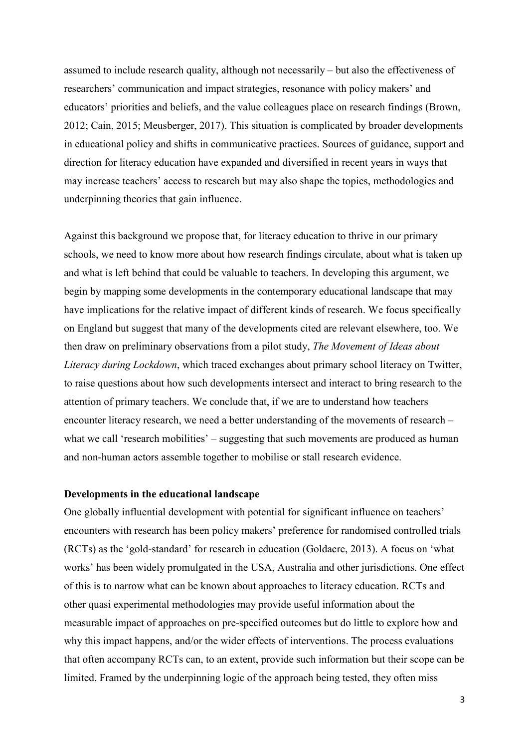assumed to include research quality, although not necessarily – but also the effectiveness of researchers' communication and impact strategies, resonance with policy makers' and educators' priorities and beliefs, and the value colleagues place on research findings (Brown, 2012; Cain, 2015; Meusberger, 2017). This situation is complicated by broader developments in educational policy and shifts in communicative practices. Sources of guidance, support and direction for literacy education have expanded and diversified in recent years in ways that may increase teachers' access to research but may also shape the topics, methodologies and underpinning theories that gain influence.

Against this background we propose that, for literacy education to thrive in our primary schools, we need to know more about how research findings circulate, about what is taken up and what is left behind that could be valuable to teachers. In developing this argument, we begin by mapping some developments in the contemporary educational landscape that may have implications for the relative impact of different kinds of research. We focus specifically on England but suggest that many of the developments cited are relevant elsewhere, too. We then draw on preliminary observations from a pilot study, *The Movement of Ideas about Literacy during Lockdown*, which traced exchanges about primary school literacy on Twitter, to raise questions about how such developments intersect and interact to bring research to the attention of primary teachers. We conclude that, if we are to understand how teachers encounter literacy research, we need a better understanding of the movements of research – what we call 'research mobilities' – suggesting that such movements are produced as human and non-human actors assemble together to mobilise or stall research evidence.

## Developments in the educational landscape

One globally influential development with potential for significant influence on teachers' encounters with research has been policy makers' preference for randomised controlled trials (RCTs) as the 'gold-standard' for research in education (Goldacre, 2013). A focus on 'what works' has been widely promulgated in the USA, Australia and other jurisdictions. One effect of this is to narrow what can be known about approaches to literacy education. RCTs and other quasi experimental methodologies may provide useful information about the measurable impact of approaches on pre-specified outcomes but do little to explore how and why this impact happens, and/or the wider effects of interventions. The process evaluations that often accompany RCTs can, to an extent, provide such information but their scope can be limited. Framed by the underpinning logic of the approach being tested, they often miss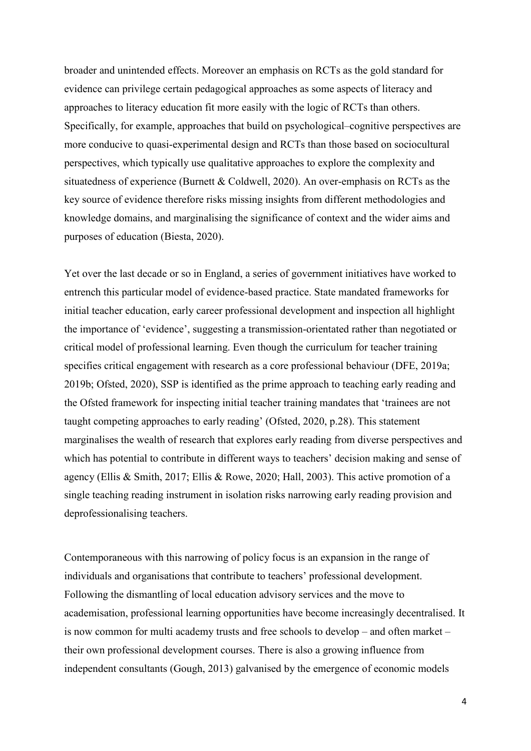broader and unintended effects. Moreover an emphasis on RCTs as the gold standard for evidence can privilege certain pedagogical approaches as some aspects of literacy and approaches to literacy education fit more easily with the logic of RCTs than others. Specifically, for example, approaches that build on psychological–cognitive perspectives are more conducive to quasi-experimental design and RCTs than those based on sociocultural perspectives, which typically use qualitative approaches to explore the complexity and situatedness of experience (Burnett & Coldwell, 2020). An over-emphasis on RCTs as the key source of evidence therefore risks missing insights from different methodologies and knowledge domains, and marginalising the significance of context and the wider aims and purposes of education (Biesta, 2020).

Yet over the last decade or so in England, a series of government initiatives have worked to entrench this particular model of evidence-based practice. State mandated frameworks for initial teacher education, early career professional development and inspection all highlight the importance of 'evidence', suggesting a transmission-orientated rather than negotiated or critical model of professional learning. Even though the curriculum for teacher training specifies critical engagement with research as a core professional behaviour (DFE, 2019a; 2019b; Ofsted, 2020), SSP is identified as the prime approach to teaching early reading and the Ofsted framework for inspecting initial teacher training mandates that 'trainees are not taught competing approaches to early reading' (Ofsted, 2020, p.28). This statement marginalises the wealth of research that explores early reading from diverse perspectives and which has potential to contribute in different ways to teachers' decision making and sense of agency (Ellis & Smith, 2017; Ellis & Rowe, 2020; Hall, 2003). This active promotion of a single teaching reading instrument in isolation risks narrowing early reading provision and deprofessionalising teachers.

Contemporaneous with this narrowing of policy focus is an expansion in the range of individuals and organisations that contribute to teachers' professional development. Following the dismantling of local education advisory services and the move to academisation, professional learning opportunities have become increasingly decentralised. It is now common for multi academy trusts and free schools to develop – and often market – their own professional development courses. There is also a growing influence from independent consultants (Gough, 2013) galvanised by the emergence of economic models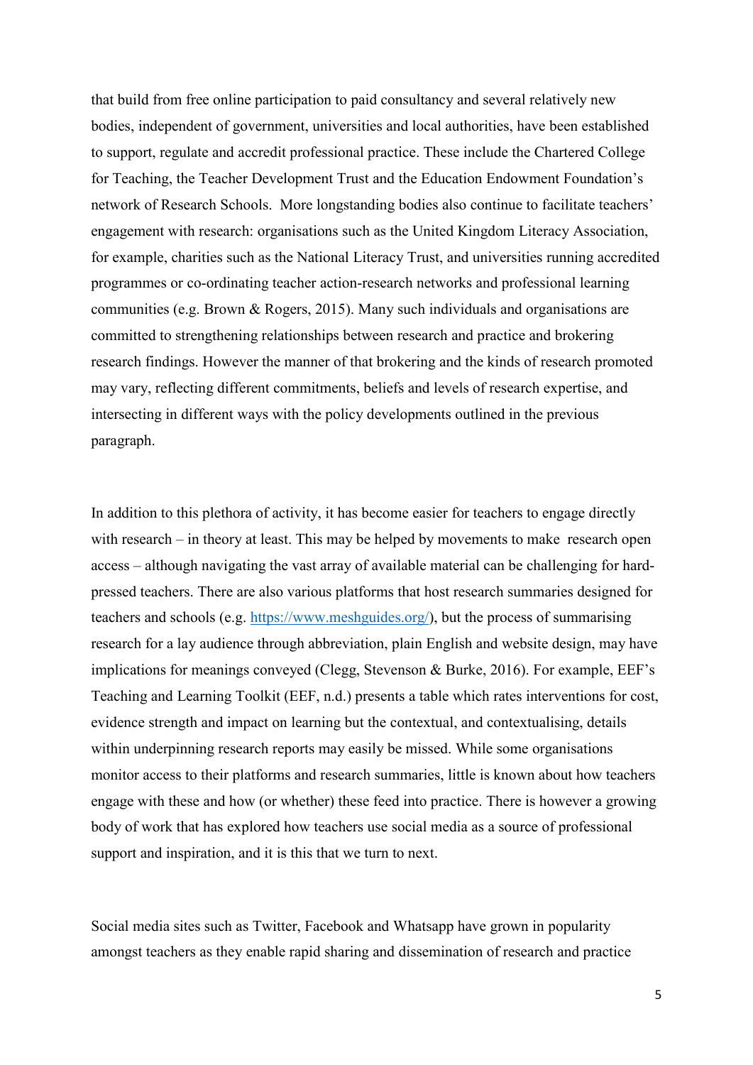that build from free online participation to paid consultancy and several relatively new bodies, independent of government, universities and local authorities, have been established to support, regulate and accredit professional practice. These include the Chartered College for Teaching, the Teacher Development Trust and the Education Endowment Foundation's network of Research Schools. More longstanding bodies also continue to facilitate teachers' engagement with research: organisations such as the United Kingdom Literacy Association, for example, charities such as the National Literacy Trust, and universities running accredited programmes or co-ordinating teacher action-research networks and professional learning communities (e.g. Brown & Rogers, 2015). Many such individuals and organisations are committed to strengthening relationships between research and practice and brokering research findings. However the manner of that brokering and the kinds of research promoted may vary, reflecting different commitments, beliefs and levels of research expertise, and intersecting in different ways with the policy developments outlined in the previous paragraph.

In addition to this plethora of activity, it has become easier for teachers to engage directly with research – in theory at least. This may be helped by movements to make research open access – although navigating the vast array of available material can be challenging for hard-pressed teachers. There are also various platforms that host research summaries designed for teachers and schools (e.g. https://www.meshguides.org/), but the process of summarising research for a lay audience through abbreviation, plain English and website design, may have implications for meanings conveyed (Clegg, Stevenson & Burke, 2016). For example, EEF's Teaching and Learning Toolkit (EEF, n.d.) presents a table which rates interventions for cost, evidence strength and impact on learning but the contextual, and contextualising, details within underpinning research reports may easily be missed. While some organisations monitor access to their platforms and research summaries, little is known about how teachers engage with these and how (or whether) these feed into practice. There is however a growing body of work that has explored how teachers use social media as a source of professional support and inspiration, and it is this that we turn to next.

Social media sites such as Twitter, Facebook and Whatsapp have grown in popularity amongst teachers as they enable rapid sharing and dissemination of research and practice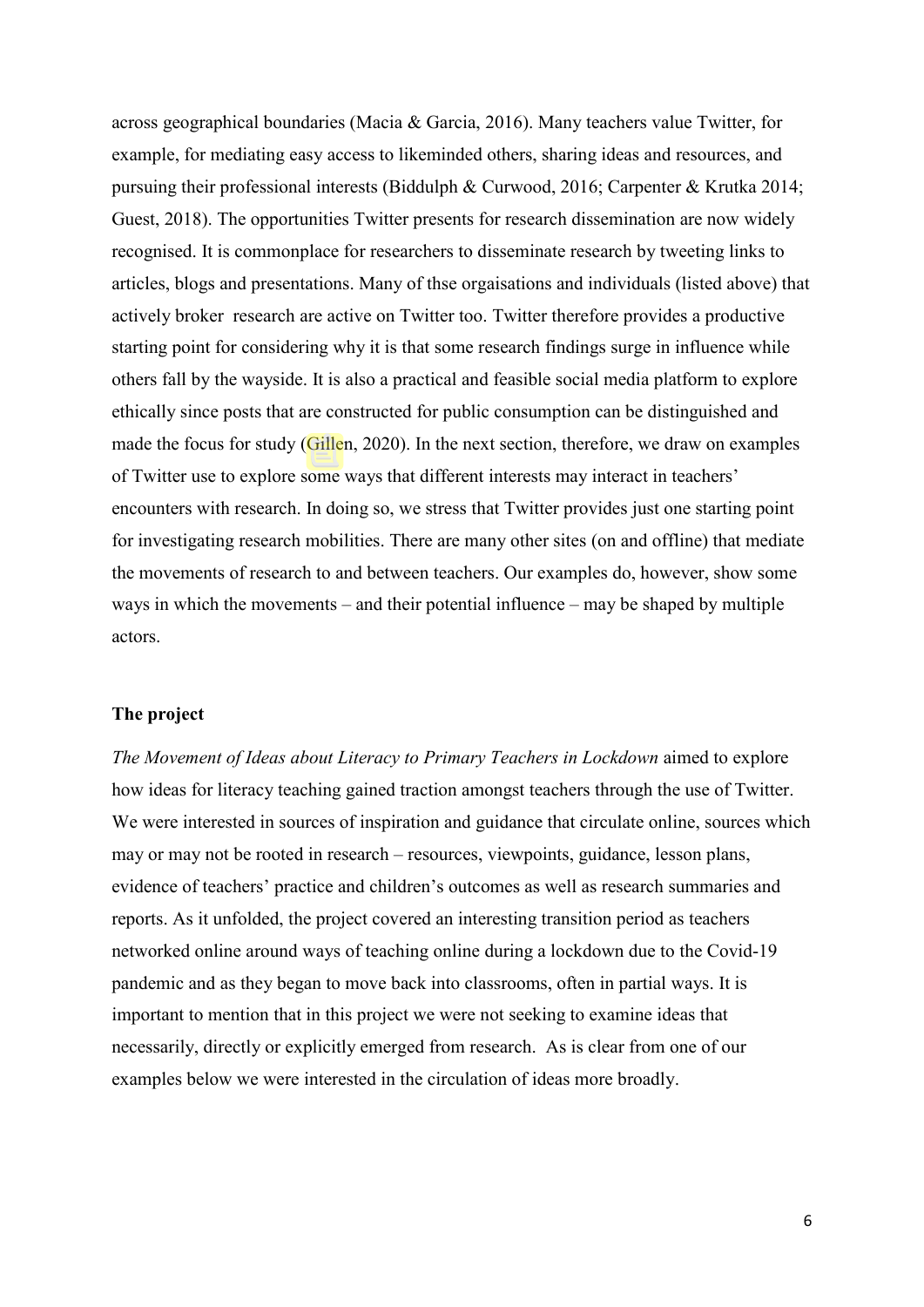across geographical boundaries (Macia & Garcia, 2016). Many teachers value Twitter, for example, for mediating easy access to likeminded others, sharing ideas and resources, and pursuing their professional interests (Biddulph & Curwood, 2016; Carpenter & Krutka 2014; Guest, 2018). The opportunities Twitter presents for research dissemination are now widely recognised. It is commonplace for researchers to disseminate research by tweeting links to articles, blogs and presentations. Many of thse orgaisations and individuals (listed above) that actively broker research are active on Twitter too. Twitter therefore provides a productive starting point for considering why it is that some research findings surge in influence while others fall by the wayside. It is also a practical and feasible social media platform to explore ethically since posts that are constructed for public consumption can be distinguished and made the focus for study (Gillen, 2020). In the next section, therefore, we draw on examples of Twitter use to explore some ways that different interests may interact in teachers' encounters with research. In doing so, we stress that Twitter provides just one starting point for investigating research mobilities. There are many other sites (on and offline) that mediate the movements of research to and between teachers. Our examples do, however, show some ways in which the movements – and their potential influence – may be shaped by multiple actors.

### The project

*The Movement of Ideas about Literacy to Primary Teachers in Lockdown* aimed to explore how ideas for literacy teaching gained traction amongst teachers through the use of Twitter. We were interested in sources of inspiration and guidance that circulate online, sources which may or may not be rooted in research – resources, viewpoints, guidance, lesson plans, evidence of teachers' practice and children's outcomes as well as research summaries and reports. As it unfolded, the project covered an interesting transition period as teachers networked online around ways of teaching online during a lockdown due to the Covid-19 pandemic and as they began to move back into classrooms, often in partial ways. It is important to mention that in this project we were not seeking to examine ideas that necessarily, directly or explicitly emerged from research. As is clear from one of our examples below we were interested in the circulation of ideas more broadly.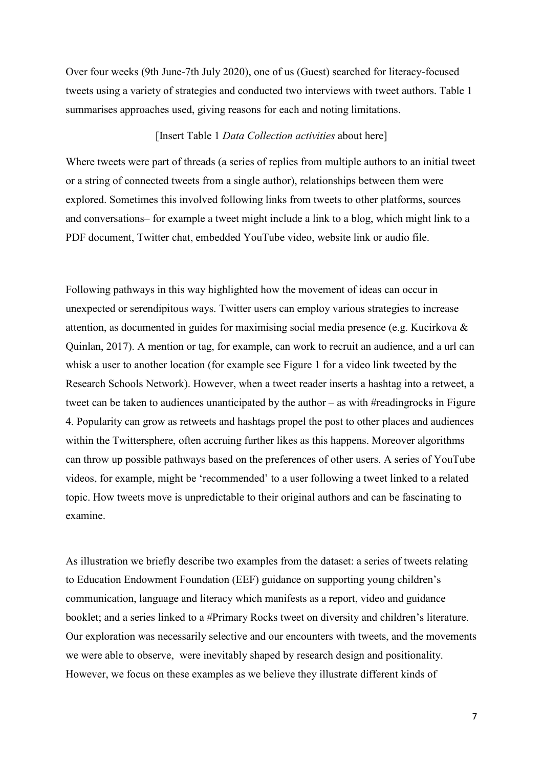Over four weeks (9th June-7th July 2020), one of us (Guest) searched for literacy-focused tweets using a variety of strategies and conducted two interviews with tweet authors. Table 1 summarises approaches used, giving reasons for each and noting limitations.

[Insert Table 1 *Data Collection activities* about here]

Where tweets were part of threads (a series of replies from multiple authors to an initial tweet or a string of connected tweets from a single author), relationships between them were explored. Sometimes this involved following links from tweets to other platforms, sources and conversations– for example a tweet might include a link to a blog, which might link to a PDF document, Twitter chat, embedded YouTube video, website link or audio file.

Following pathways in this way highlighted how the movement of ideas can occur in unexpected or serendipitous ways. Twitter users can employ various strategies to increase attention, as documented in guides for maximising social media presence (e.g. Kucirkova & Quinlan, 2017). A mention or tag, for example, can work to recruit an audience, and a url can whisk a user to another location (for example see Figure 1 for a video link tweeted by the Research Schools Network). However, when a tweet reader inserts a hashtag into a retweet, a tweet can be taken to audiences unanticipated by the author – as with #readingrocks in Figure 4. Popularity can grow as retweets and hashtags propel the post to other places and audiences within the Twittersphere, often accruing further likes as this happens. Moreover algorithms can throw up possible pathways based on the preferences of other users. A series of YouTube videos, for example, might be 'recommended' to a user following a tweet linked to a related topic. How tweets move is unpredictable to their original authors and can be fascinating to examine.

As illustration we briefly describe two examples from the dataset: a series of tweets relating to Education Endowment Foundation (EEF) guidance on supporting young children's communication, language and literacy which manifests as a report, video and guidance booklet; and a series linked to a #Primary Rocks tweet on diversity and children's literature. Our exploration was necessarily selective and our encounters with tweets, and the movements we were able to observe, were inevitably shaped by research design and positionality. However, we focus on these examples as we believe they illustrate different kinds of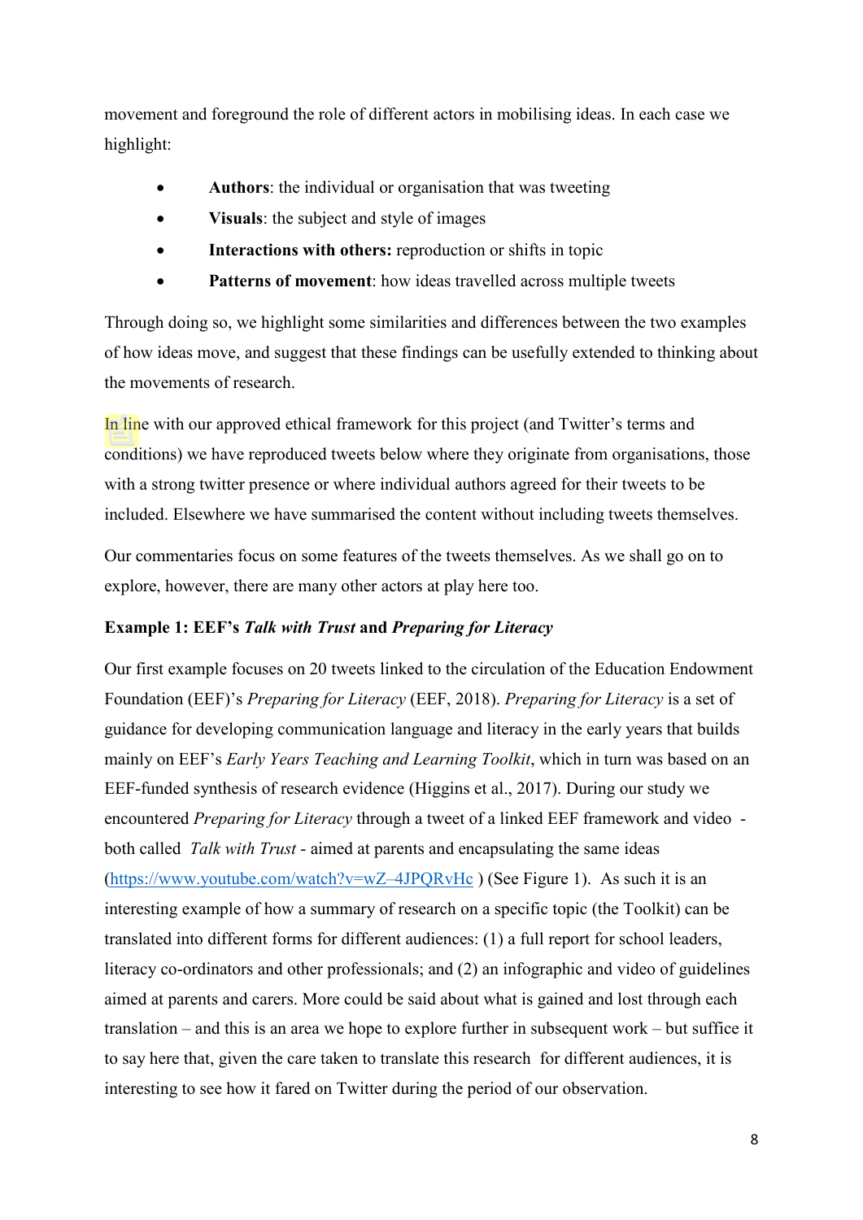movement and foreground the role of different actors in mobilising ideas. In each case we highlight:

- **Authors**: the individual or organisation that was tweeting
- **Visuals**: the subject and style of images
- **Interactions with others:** reproduction or shifts in topic
- **Patterns of movement**: how ideas travelled across multiple tweets

Through doing so, we highlight some similarities and differences between the two examples of how ideas move, and suggest that these findings can be usefully extended to thinking about the movements of research.

In line with our approved ethical framework for this project (and Twitter's terms and conditions) we have reproduced tweets below where they originate from organisations, those with a strong twitter presence or where individual authors agreed for their tweets to be included. Elsewhere we have summarised the content without including tweets themselves.

Our commentaries focus on some features of the tweets themselves. As we shall go on to explore, however, there are many other actors at play here too.

### Example 1: EEF's *Talk with Trust* and *Preparing for Literacy*

Our first example focuses on 20 tweets linked to the circulation of the Education Endowment Foundation (EEF)'s *Preparing for Literacy* (EEF, 2018). *Preparing for Literacy* is a set of guidance for developing communication language and literacy in the early years that builds mainly on EEF's *Early Years Teaching and Learning Toolkit*, which in turn was based on an EEF-funded synthesis of research evidence (Higgins et al., 2017). During our study we encountered *Preparing for Literacy* through a tweet of a linked EEF framework and video - both called *Talk with Trust* - aimed at parents and encapsulating the same ideas (https://www.youtube.com/watch?v=wZ–4JPQRvHc ) (See Figure 1). As such it is an interesting example of how a summary of research on a specific topic (the Toolkit) can be translated into different forms for different audiences: (1) a full report for school leaders, literacy co-ordinators and other professionals; and (2) an infographic and video of guidelines aimed at parents and carers. More could be said about what is gained and lost through each translation – and this is an area we hope to explore further in subsequent work – but suffice it to say here that, given the care taken to translate this research for different audiences, it is interesting to see how it fared on Twitter during the period of our observation.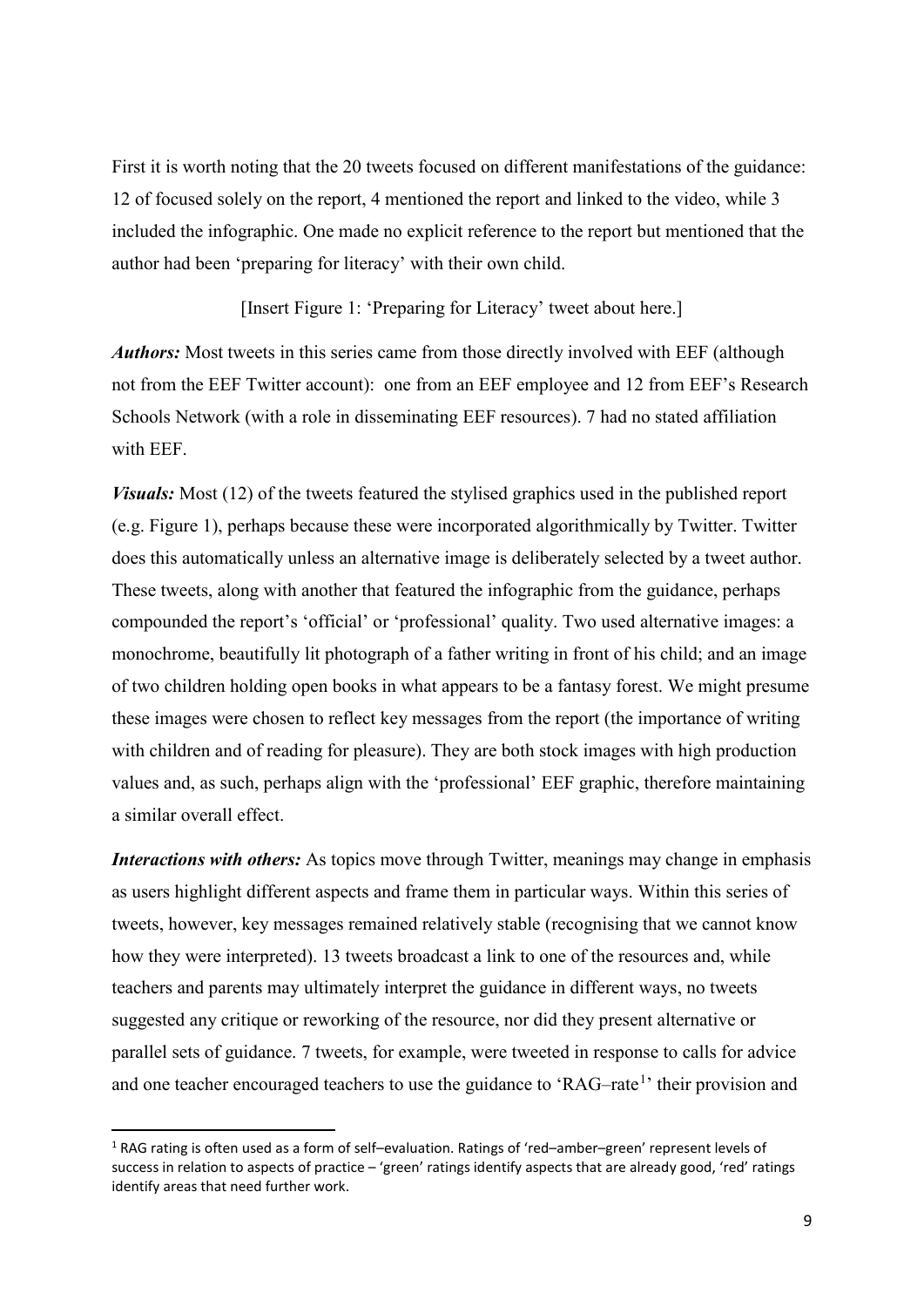First it is worth noting that the 20 tweets focused on different manifestations of the guidance: 12 of focused solely on the report, 4 mentioned the report and linked to the video, while 3 included the infographic. One made no explicit reference to the report but mentioned that the author had been 'preparing for literacy' with their own child.

[Insert Figure 1: 'Preparing for Literacy' tweet about here.]

***Authors:*** Most tweets in this series came from those directly involved with EEF (although not from the EEF Twitter account): one from an EEF employee and 12 from EEF's Research Schools Network (with a role in disseminating EEF resources). 7 had no stated affiliation with EEF.

***Visuals:*** Most (12) of the tweets featured the stylised graphics used in the published report (e.g. Figure 1), perhaps because these were incorporated algorithmically by Twitter. Twitter does this automatically unless an alternative image is deliberately selected by a tweet author. These tweets, along with another that featured the infographic from the guidance, perhaps compounded the report's 'official' or 'professional' quality. Two used alternative images: a monochrome, beautifully lit photograph of a father writing in front of his child; and an image of two children holding open books in what appears to be a fantasy forest. We might presume these images were chosen to reflect key messages from the report (the importance of writing with children and of reading for pleasure). They are both stock images with high production values and, as such, perhaps align with the 'professional' EEF graphic, therefore maintaining a similar overall effect.

***Interactions with others:*** As topics move through Twitter, meanings may change in emphasis as users highlight different aspects and frame them in particular ways. Within this series of tweets, however, key messages remained relatively stable (recognising that we cannot know how they were interpreted). 13 tweets broadcast a link to one of the resources and, while teachers and parents may ultimately interpret the guidance in different ways, no tweets suggested any critique or reworking of the resource, nor did they present alternative or parallel sets of guidance. 7 tweets, for example, were tweeted in response to calls for advice and one teacher encouraged teachers to use the guidance to 'RAG–rate[1]' their provision and

[1] RAG rating is often used as a form of self–evaluation. Ratings of 'red–amber–green' represent levels of success in relation to aspects of practice – 'green' ratings identify aspects that are already good, 'red' ratings identify areas that need further work.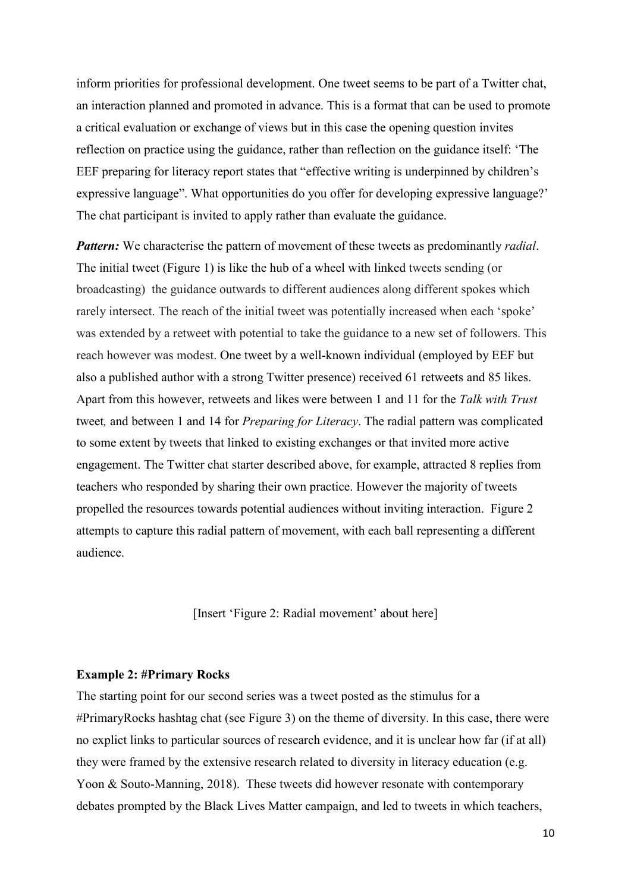inform priorities for professional development. One tweet seems to be part of a Twitter chat, an interaction planned and promoted in advance. This is a format that can be used to promote a critical evaluation or exchange of views but in this case the opening question invites reflection on practice using the guidance, rather than reflection on the guidance itself: 'The EEF preparing for literacy report states that "effective writing is underpinned by children's expressive language". What opportunities do you offer for developing expressive language?' The chat participant is invited to apply rather than evaluate the guidance.

***Pattern:*** We characterise the pattern of movement of these tweets as predominantly *radial*. The initial tweet (Figure 1) is like the hub of a wheel with linked tweets sending (or broadcasting) the guidance outwards to different audiences along different spokes which rarely intersect. The reach of the initial tweet was potentially increased when each 'spoke' was extended by a retweet with potential to take the guidance to a new set of followers. This reach however was modest. One tweet by a well-known individual (employed by EEF but also a published author with a strong Twitter presence) received 61 retweets and 85 likes. Apart from this however, retweets and likes were between 1 and 11 for the *Talk with Trust* tweet, and between 1 and 14 for *Preparing for Literacy*. The radial pattern was complicated to some extent by tweets that linked to existing exchanges or that invited more active engagement. The Twitter chat starter described above, for example, attracted 8 replies from teachers who responded by sharing their own practice. However the majority of tweets propelled the resources towards potential audiences without inviting interaction. Figure 2 attempts to capture this radial pattern of movement, with each ball representing a different audience.

[Insert 'Figure 2: Radial movement' about here]

**Example 2: #Primary Rocks**

The starting point for our second series was a tweet posted as the stimulus for a #PrimaryRocks hashtag chat (see Figure 3) on the theme of diversity. In this case, there were no explict links to particular sources of research evidence, and it is unclear how far (if at all) they were framed by the extensive research related to diversity in literacy education (e.g. Yoon & Souto-Manning, 2018). These tweets did however resonate with contemporary debates prompted by the Black Lives Matter campaign, and led to tweets in which teachers,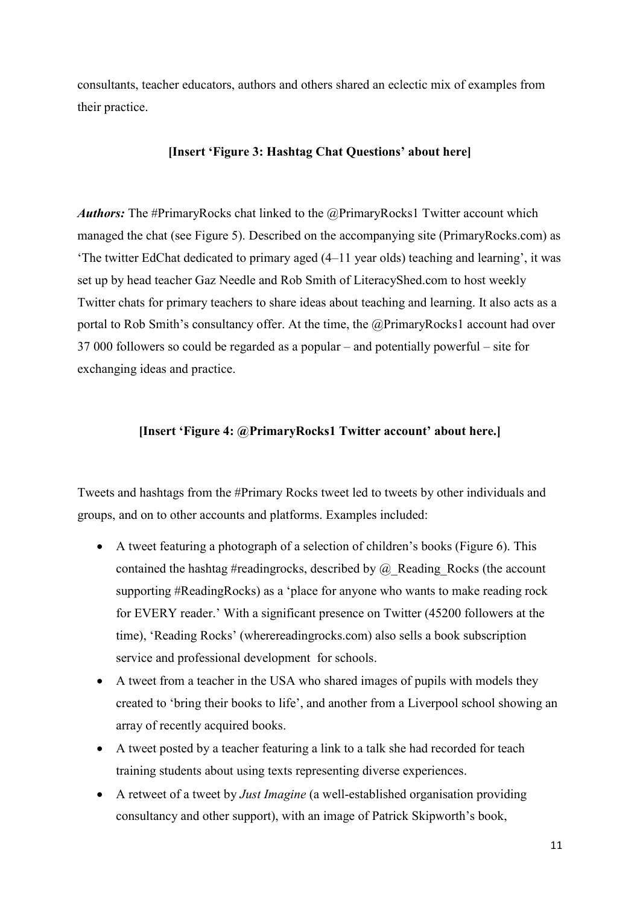consultants, teacher educators, authors and others shared an eclectic mix of examples from their practice.

**[Insert 'Figure 3: Hashtag Chat Questions' about here]**

***Authors:*** The #PrimaryRocks chat linked to the @PrimaryRocks1 Twitter account which managed the chat (see Figure 5). Described on the accompanying site (PrimaryRocks.com) as 'The twitter EdChat dedicated to primary aged (4–11 year olds) teaching and learning', it was set up by head teacher Gaz Needle and Rob Smith of LiteracyShed.com to host weekly Twitter chats for primary teachers to share ideas about teaching and learning. It also acts as a portal to Rob Smith's consultancy offer. At the time, the @PrimaryRocks1 account had over 37 000 followers so could be regarded as a popular – and potentially powerful – site for exchanging ideas and practice.

**[Insert 'Figure 4: @PrimaryRocks1 Twitter account' about here.]**

Tweets and hashtags from the #Primary Rocks tweet led to tweets by other individuals and groups, and on to other accounts and platforms. Examples included:

- A tweet featuring a photograph of a selection of children's books (Figure 6). This contained the hashtag #readingrocks, described by @_Reading_Rocks (the account supporting #ReadingRocks) as a 'place for anyone who wants to make reading rock for EVERY reader.' With a significant presence on Twitter (45200 followers at the time), 'Reading Rocks' (wherereadingrocks.com) also sells a book subscription service and professional development for schools.
- A tweet from a teacher in the USA who shared images of pupils with models they created to 'bring their books to life', and another from a Liverpool school showing an array of recently acquired books.
- A tweet posted by a teacher featuring a link to a talk she had recorded for teach training students about using texts representing diverse experiences.
- A retweet of a tweet by *Just Imagine* (a well-established organisation providing consultancy and other support), with an image of Patrick Skipworth's book,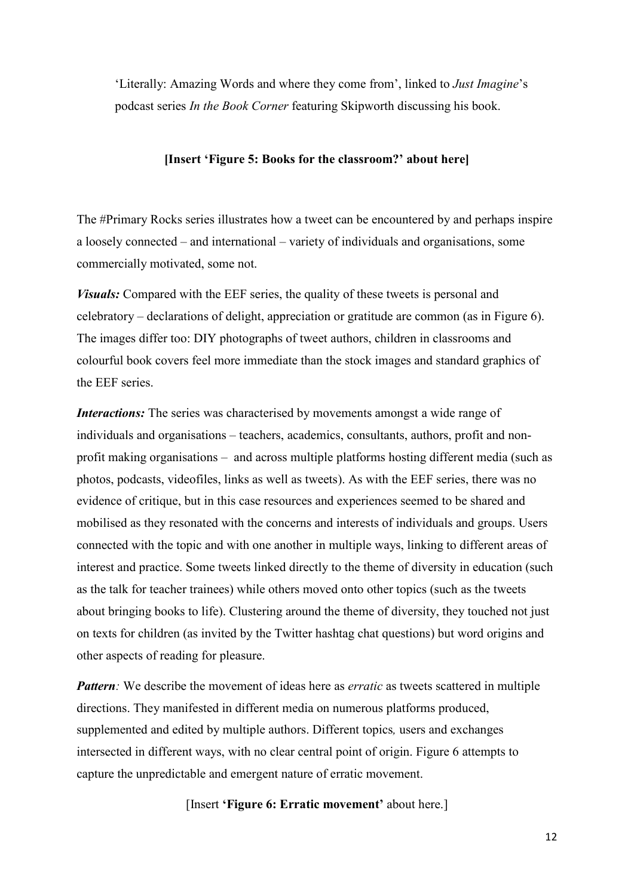'Literally: Amazing Words and where they come from', linked to *Just Imagine*'s podcast series *In the Book Corner* featuring Skipworth discussing his book.

**[Insert 'Figure 5: Books for the classroom?' about here]**

The #Primary Rocks series illustrates how a tweet can be encountered by and perhaps inspire a loosely connected – and international – variety of individuals and organisations, some commercially motivated, some not.

***Visuals:*** Compared with the EEF series, the quality of these tweets is personal and celebratory – declarations of delight, appreciation or gratitude are common (as in Figure 6). The images differ too: DIY photographs of tweet authors, children in classrooms and colourful book covers feel more immediate than the stock images and standard graphics of the EEF series.

***Interactions:*** The series was characterised by movements amongst a wide range of individuals and organisations – teachers, academics, consultants, authors, profit and non-profit making organisations – and across multiple platforms hosting different media (such as photos, podcasts, videofiles, links as well as tweets). As with the EEF series, there was no evidence of critique, but in this case resources and experiences seemed to be shared and mobilised as they resonated with the concerns and interests of individuals and groups. Users connected with the topic and with one another in multiple ways, linking to different areas of interest and practice. Some tweets linked directly to the theme of diversity in education (such as the talk for teacher trainees) while others moved onto other topics (such as the tweets about bringing books to life). Clustering around the theme of diversity, they touched not just on texts for children (as invited by the Twitter hashtag chat questions) but word origins and other aspects of reading for pleasure.

***Pattern**:* We describe the movement of ideas here as *erratic* as tweets scattered in multiple directions. They manifested in different media on numerous platforms produced, supplemented and edited by multiple authors. Different topics*,* users and exchanges intersected in different ways, with no clear central point of origin. Figure 6 attempts to capture the unpredictable and emergent nature of erratic movement.

[Insert **'Figure 6: Erratic movement'** about here.]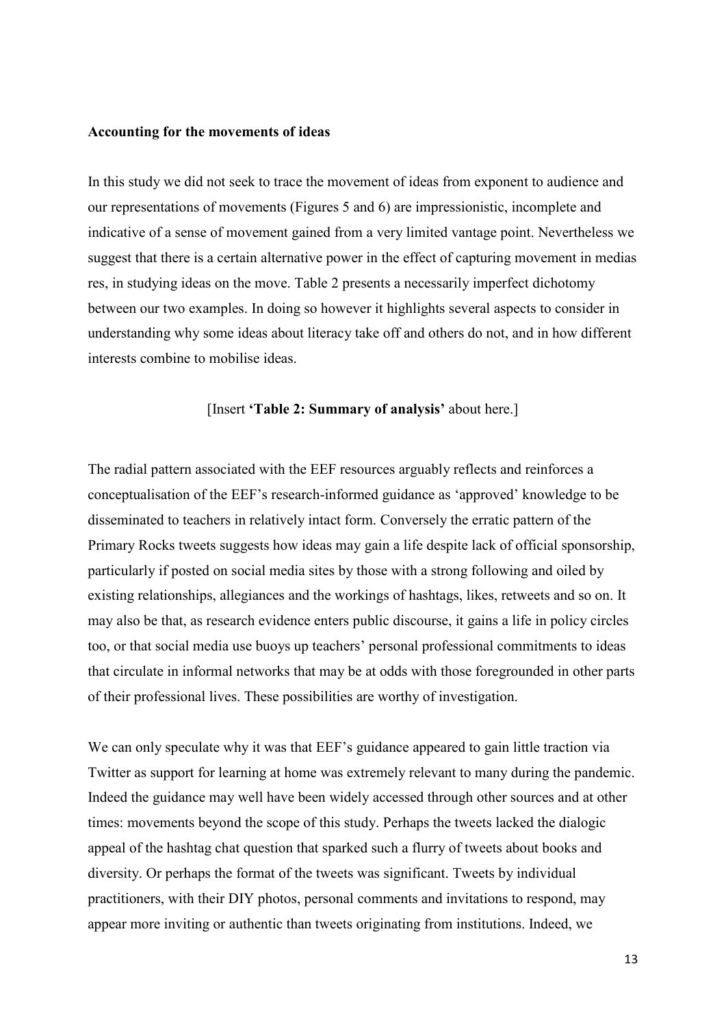**Accounting for the movements of ideas**

In this study we did not seek to trace the movement of ideas from exponent to audience and our representations of movements (Figures 5 and 6) are impressionistic, incomplete and indicative of a sense of movement gained from a very limited vantage point. Nevertheless we suggest that there is a certain alternative power in the effect of capturing movement in medias res, in studying ideas on the move. Table 2 presents a necessarily imperfect dichotomy between our two examples. In doing so however it highlights several aspects to consider in understanding why some ideas about literacy take off and others do not, and in how different interests combine to mobilise ideas.

[Insert **'Table 2: Summary of analysis'** about here.]

The radial pattern associated with the EEF resources arguably reflects and reinforces a conceptualisation of the EEF's research-informed guidance as 'approved' knowledge to be disseminated to teachers in relatively intact form. Conversely the erratic pattern of the Primary Rocks tweets suggests how ideas may gain a life despite lack of official sponsorship, particularly if posted on social media sites by those with a strong following and oiled by existing relationships, allegiances and the workings of hashtags, likes, retweets and so on. It may also be that, as research evidence enters public discourse, it gains a life in policy circles too, or that social media use buoys up teachers' personal professional commitments to ideas that circulate in informal networks that may be at odds with those foregrounded in other parts of their professional lives. These possibilities are worthy of investigation.

We can only speculate why it was that EEF's guidance appeared to gain little traction via Twitter as support for learning at home was extremely relevant to many during the pandemic. Indeed the guidance may well have been widely accessed through other sources and at other times: movements beyond the scope of this study. Perhaps the tweets lacked the dialogic appeal of the hashtag chat question that sparked such a flurry of tweets about books and diversity. Or perhaps the format of the tweets was significant. Tweets by individual practitioners, with their DIY photos, personal comments and invitations to respond, may appear more inviting or authentic than tweets originating from institutions. Indeed, we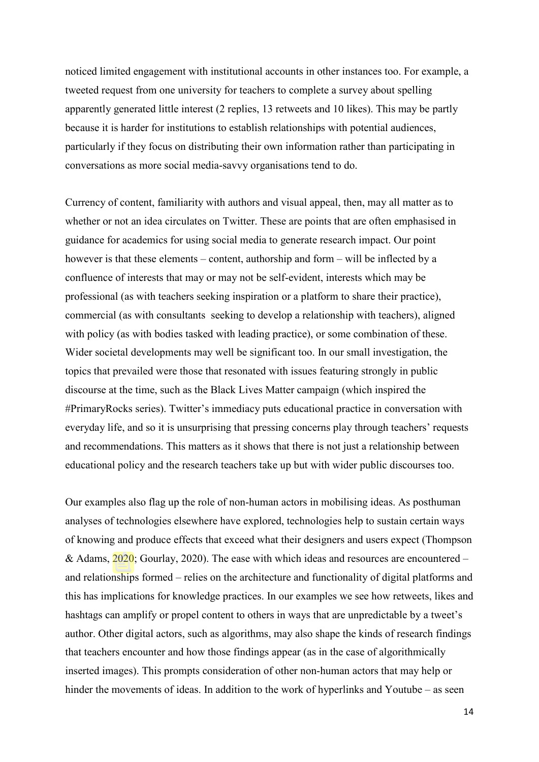noticed limited engagement with institutional accounts in other instances too. For example, a tweeted request from one university for teachers to complete a survey about spelling apparently generated little interest (2 replies, 13 retweets and 10 likes). This may be partly because it is harder for institutions to establish relationships with potential audiences, particularly if they focus on distributing their own information rather than participating in conversations as more social media-savvy organisations tend to do.

Currency of content, familiarity with authors and visual appeal, then, may all matter as to whether or not an idea circulates on Twitter. These are points that are often emphasised in guidance for academics for using social media to generate research impact. Our point however is that these elements – content, authorship and form – will be inflected by a confluence of interests that may or may not be self-evident, interests which may be professional (as with teachers seeking inspiration or a platform to share their practice), commercial (as with consultants seeking to develop a relationship with teachers), aligned with policy (as with bodies tasked with leading practice), or some combination of these. Wider societal developments may well be significant too. In our small investigation, the topics that prevailed were those that resonated with issues featuring strongly in public discourse at the time, such as the Black Lives Matter campaign (which inspired the #PrimaryRocks series). Twitter's immediacy puts educational practice in conversation with everyday life, and so it is unsurprising that pressing concerns play through teachers' requests and recommendations. This matters as it shows that there is not just a relationship between educational policy and the research teachers take up but with wider public discourses too.

Our examples also flag up the role of non-human actors in mobilising ideas. As posthuman analyses of technologies elsewhere have explored, technologies help to sustain certain ways of knowing and produce effects that exceed what their designers and users expect (Thompson & Adams, 2020; Gourlay, 2020). The ease with which ideas and resources are encountered – and relationships formed – relies on the architecture and functionality of digital platforms and this has implications for knowledge practices. In our examples we see how retweets, likes and hashtags can amplify or propel content to others in ways that are unpredictable by a tweet's author. Other digital actors, such as algorithms, may also shape the kinds of research findings that teachers encounter and how those findings appear (as in the case of algorithmically inserted images). This prompts consideration of other non-human actors that may help or hinder the movements of ideas. In addition to the work of hyperlinks and Youtube – as seen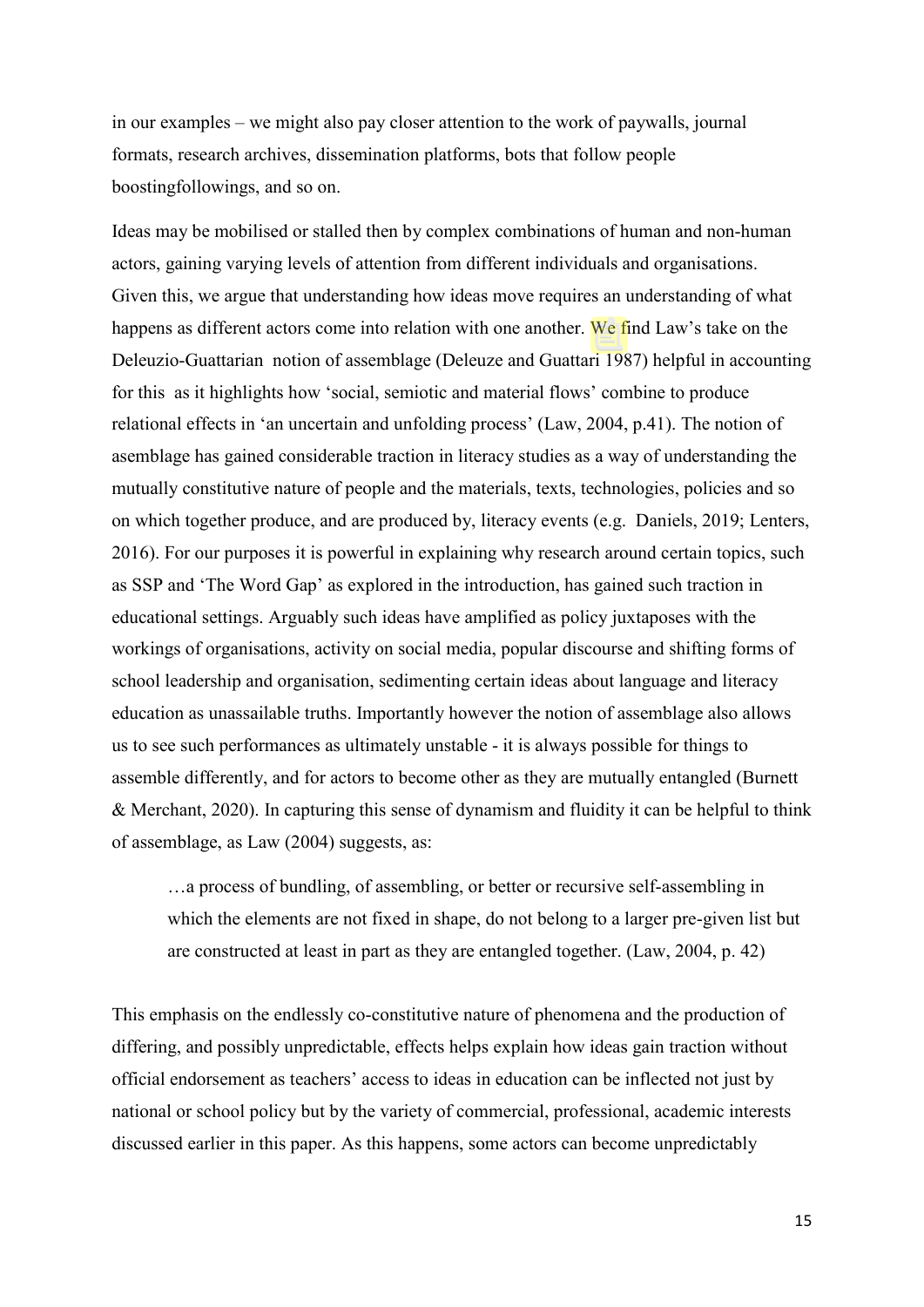in our examples – we might also pay closer attention to the work of paywalls, journal formats, research archives, dissemination platforms, bots that follow people boostingfollowings, and so on.

Ideas may be mobilised or stalled then by complex combinations of human and non-human actors, gaining varying levels of attention from different individuals and organisations. Given this, we argue that understanding how ideas move requires an understanding of what happens as different actors come into relation with one another. We find Law's take on the Deleuzio-Guattarian notion of assemblage (Deleuze and Guattari 1987) helpful in accounting for this as it highlights how 'social, semiotic and material flows' combine to produce relational effects in 'an uncertain and unfolding process' (Law, 2004, p.41). The notion of asemblage has gained considerable traction in literacy studies as a way of understanding the mutually constitutive nature of people and the materials, texts, technologies, policies and so on which together produce, and are produced by, literacy events (e.g. Daniels, 2019; Lenters, 2016). For our purposes it is powerful in explaining why research around certain topics, such as SSP and 'The Word Gap' as explored in the introduction, has gained such traction in educational settings. Arguably such ideas have amplified as policy juxtaposes with the workings of organisations, activity on social media, popular discourse and shifting forms of school leadership and organisation, sedimenting certain ideas about language and literacy education as unassailable truths. Importantly however the notion of assemblage also allows us to see such performances as ultimately unstable - it is always possible for things to assemble differently, and for actors to become other as they are mutually entangled (Burnett & Merchant, 2020). In capturing this sense of dynamism and fluidity it can be helpful to think of assemblage, as Law (2004) suggests, as:

> …a process of bundling, of assembling, or better or recursive self-assembling in which the elements are not fixed in shape, do not belong to a larger pre-given list but are constructed at least in part as they are entangled together. (Law, 2004, p. 42)

This emphasis on the endlessly co-constitutive nature of phenomena and the production of differing, and possibly unpredictable, effects helps explain how ideas gain traction without official endorsement as teachers' access to ideas in education can be inflected not just by national or school policy but by the variety of commercial, professional, academic interests discussed earlier in this paper. As this happens, some actors can become unpredictably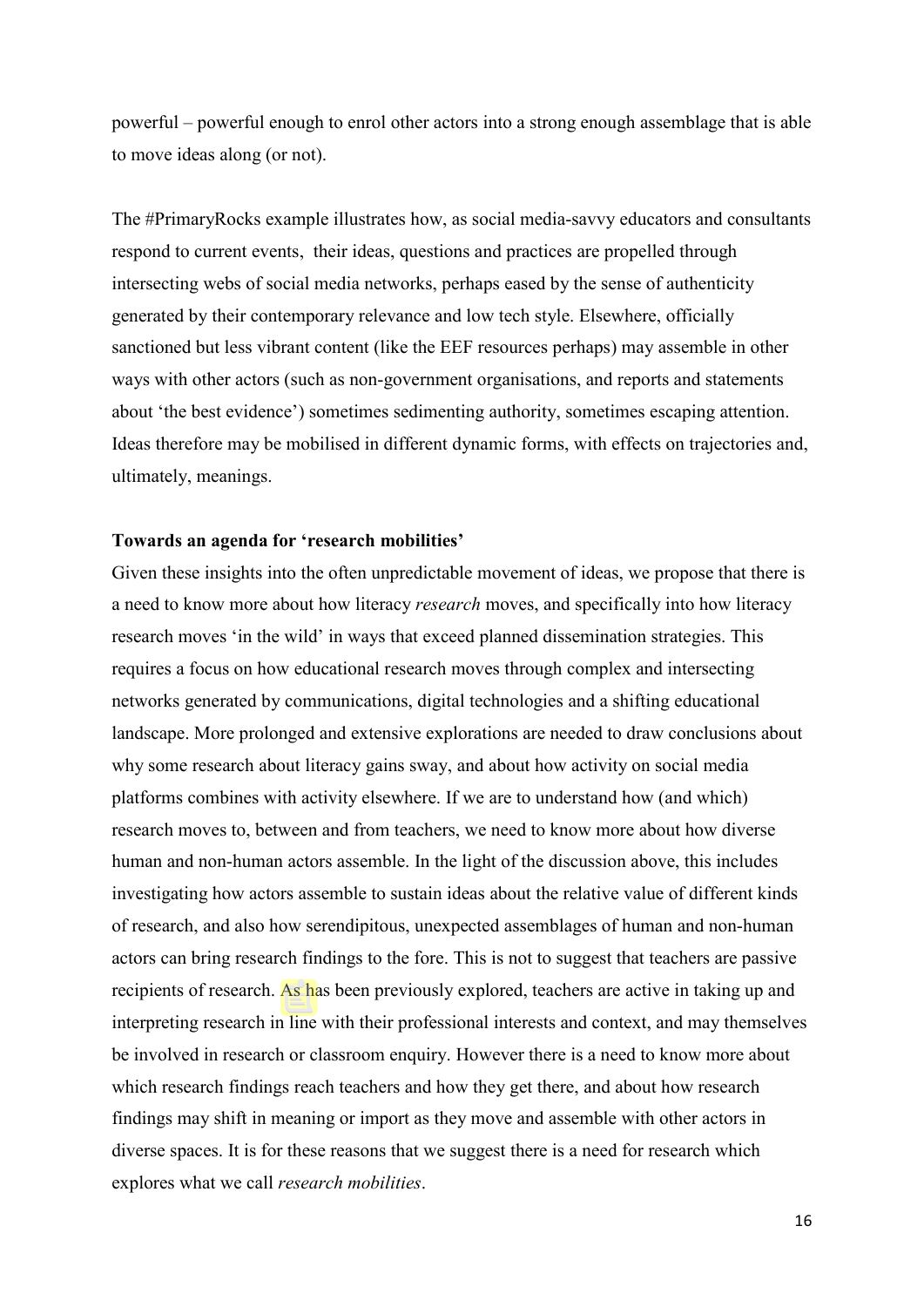powerful – powerful enough to enrol other actors into a strong enough assemblage that is able to move ideas along (or not).

The #PrimaryRocks example illustrates how, as social media-savvy educators and consultants respond to current events, their ideas, questions and practices are propelled through intersecting webs of social media networks, perhaps eased by the sense of authenticity generated by their contemporary relevance and low tech style. Elsewhere, officially sanctioned but less vibrant content (like the EEF resources perhaps) may assemble in other ways with other actors (such as non-government organisations, and reports and statements about 'the best evidence') sometimes sedimenting authority, sometimes escaping attention. Ideas therefore may be mobilised in different dynamic forms, with effects on trajectories and, ultimately, meanings.

**Towards an agenda for 'research mobilities'**

Given these insights into the often unpredictable movement of ideas, we propose that there is a need to know more about how literacy *research* moves, and specifically into how literacy research moves 'in the wild' in ways that exceed planned dissemination strategies. This requires a focus on how educational research moves through complex and intersecting networks generated by communications, digital technologies and a shifting educational landscape. More prolonged and extensive explorations are needed to draw conclusions about why some research about literacy gains sway, and about how activity on social media platforms combines with activity elsewhere. If we are to understand how (and which) research moves to, between and from teachers, we need to know more about how diverse human and non-human actors assemble. In the light of the discussion above, this includes investigating how actors assemble to sustain ideas about the relative value of different kinds of research, and also how serendipitous, unexpected assemblages of human and non-human actors can bring research findings to the fore. This is not to suggest that teachers are passive recipients of research. As has been previously explored, teachers are active in taking up and interpreting research in line with their professional interests and context, and may themselves be involved in research or classroom enquiry. However there is a need to know more about which research findings reach teachers and how they get there, and about how research findings may shift in meaning or import as they move and assemble with other actors in diverse spaces. It is for these reasons that we suggest there is a need for research which explores what we call *research mobilities*.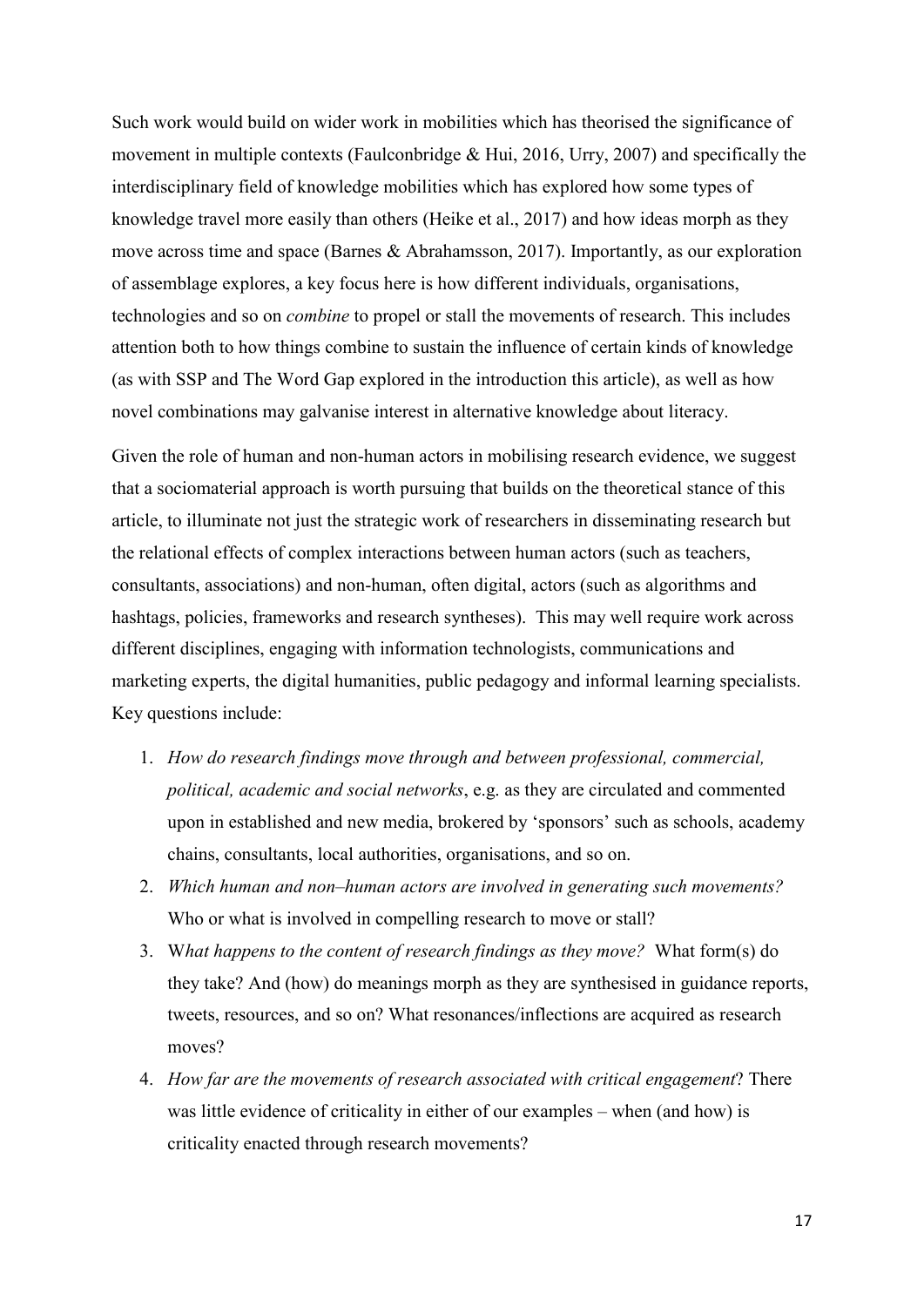Such work would build on wider work in mobilities which has theorised the significance of movement in multiple contexts (Faulconbridge & Hui, 2016, Urry, 2007) and specifically the interdisciplinary field of knowledge mobilities which has explored how some types of knowledge travel more easily than others (Heike et al., 2017) and how ideas morph as they move across time and space (Barnes & Abrahamsson, 2017). Importantly, as our exploration of assemblage explores, a key focus here is how different individuals, organisations, technologies and so on *combine* to propel or stall the movements of research. This includes attention both to how things combine to sustain the influence of certain kinds of knowledge (as with SSP and The Word Gap explored in the introduction this article), as well as how novel combinations may galvanise interest in alternative knowledge about literacy.

Given the role of human and non-human actors in mobilising research evidence, we suggest that a sociomaterial approach is worth pursuing that builds on the theoretical stance of this article, to illuminate not just the strategic work of researchers in disseminating research but the relational effects of complex interactions between human actors (such as teachers, consultants, associations) and non-human, often digital, actors (such as algorithms and hashtags, policies, frameworks and research syntheses). This may well require work across different disciplines, engaging with information technologists, communications and marketing experts, the digital humanities, public pedagogy and informal learning specialists. Key questions include:

1. *How do research findings move through and between professional, commercial, political, academic and social networks*, e.g. as they are circulated and commented upon in established and new media, brokered by 'sponsors' such as schools, academy chains, consultants, local authorities, organisations, and so on.
2. *Which human and non–human actors are involved in generating such movements?* Who or what is involved in compelling research to move or stall?
3. W*hat happens to the content of research findings as they move?* What form(s) do they take? And (how) do meanings morph as they are synthesised in guidance reports, tweets, resources, and so on? What resonances/inflections are acquired as research moves?
4. *How far are the movements of research associated with critical engagement*? There was little evidence of criticality in either of our examples – when (and how) is criticality enacted through research movements?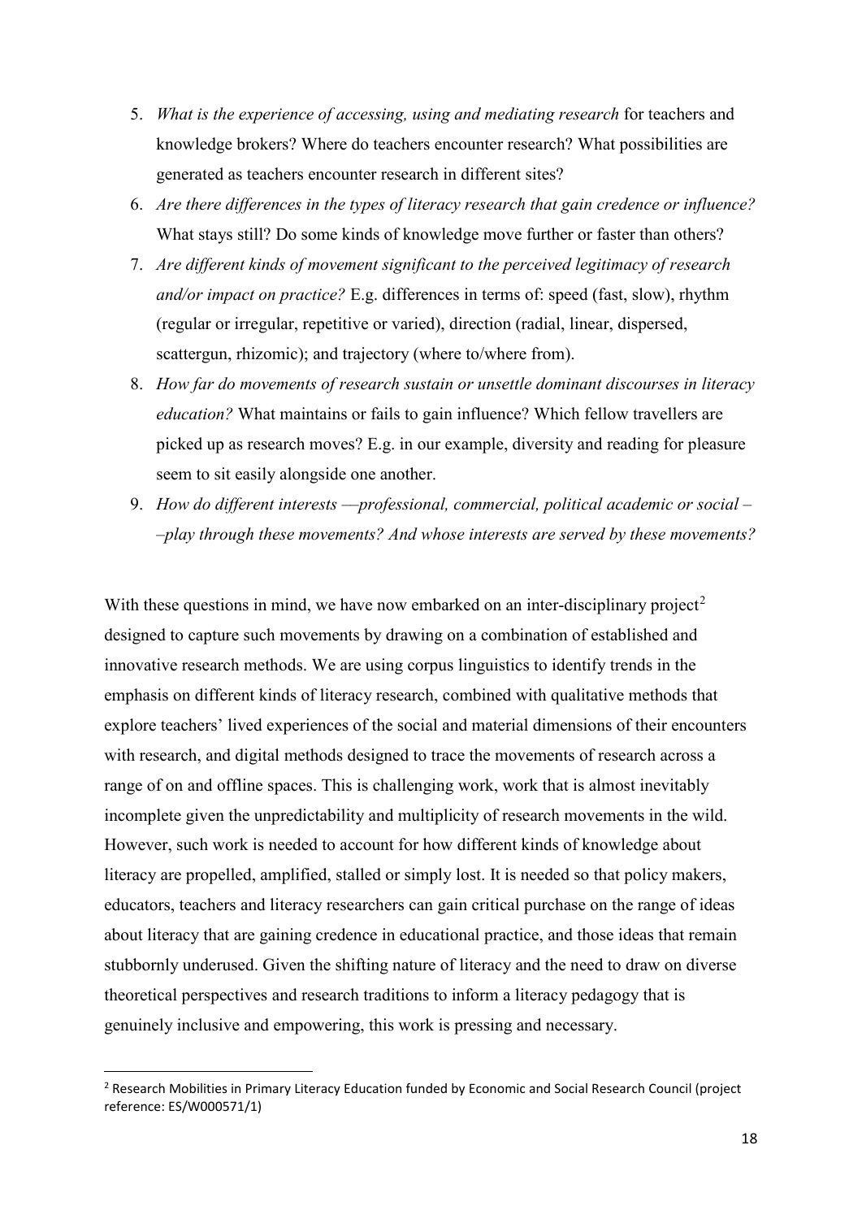5. *What is the experience of accessing, using and mediating research* for teachers and knowledge brokers? Where do teachers encounter research? What possibilities are generated as teachers encounter research in different sites?
6. *Are there differences in the types of literacy research that gain credence or influence?* What stays still? Do some kinds of knowledge move further or faster than others?
7. *Are different kinds of movement significant to the perceived legitimacy of research and/or impact on practice?* E.g. differences in terms of: speed (fast, slow), rhythm (regular or irregular, repetitive or varied), direction (radial, linear, dispersed, scattergun, rhizomic); and trajectory (where to/where from).
8. *How far do movements of research sustain or unsettle dominant discourses in literacy education?* What maintains or fails to gain influence? Which fellow travellers are picked up as research moves? E.g. in our example, diversity and reading for pleasure seem to sit easily alongside one another.
9. *How do different interests —professional, commercial, political academic or social ––play through these movements? And whose interests are served by these movements?*

With these questions in mind, we have now embarked on an inter-disciplinary project[2] designed to capture such movements by drawing on a combination of established and innovative research methods. We are using corpus linguistics to identify trends in the emphasis on different kinds of literacy research, combined with qualitative methods that explore teachers' lived experiences of the social and material dimensions of their encounters with research, and digital methods designed to trace the movements of research across a range of on and offline spaces. This is challenging work, work that is almost inevitably incomplete given the unpredictability and multiplicity of research movements in the wild. However, such work is needed to account for how different kinds of knowledge about literacy are propelled, amplified, stalled or simply lost. It is needed so that policy makers, educators, teachers and literacy researchers can gain critical purchase on the range of ideas about literacy that are gaining credence in educational practice, and those ideas that remain stubbornly underused. Given the shifting nature of literacy and the need to draw on diverse theoretical perspectives and research traditions to inform a literacy pedagogy that is genuinely inclusive and empowering, this work is pressing and necessary.

[2] Research Mobilities in Primary Literacy Education funded by Economic and Social Research Council (project reference: ES/W000571/1)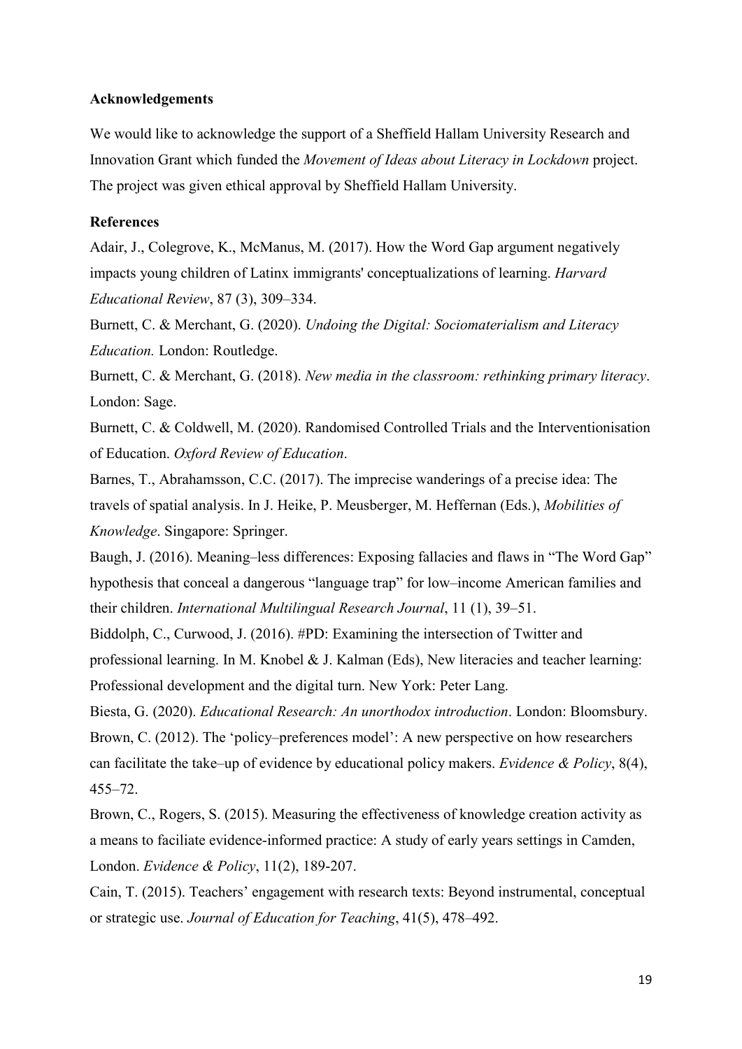## Acknowledgements

We would like to acknowledge the support of a Sheffield Hallam University Research and Innovation Grant which funded the *Movement of Ideas about Literacy in Lockdown* project. The project was given ethical approval by Sheffield Hallam University.

## References

Adair, J., Colegrove, K., McManus, M. (2017). How the Word Gap argument negatively impacts young children of Latinx immigrants' conceptualizations of learning. *Harvard Educational Review*, 87 (3), 309–334.

Burnett, C. & Merchant, G. (2020). *Undoing the Digital: Sociomaterialism and Literacy Education.* London: Routledge.

Burnett, C. & Merchant, G. (2018). *New media in the classroom: rethinking primary literacy*. London: Sage.

Burnett, C. & Coldwell, M. (2020). Randomised Controlled Trials and the Interventionisation of Education. *Oxford Review of Education*.

Barnes, T., Abrahamsson, C.C. (2017). The imprecise wanderings of a precise idea: The travels of spatial analysis. In J. Heike, P. Meusberger, M. Heffernan (Eds.), *Mobilities of Knowledge*. Singapore: Springer.

Baugh, J. (2016). Meaning–less differences: Exposing fallacies and flaws in "The Word Gap" hypothesis that conceal a dangerous "language trap" for low–income American families and their children. *International Multilingual Research Journal*, 11 (1), 39–51.

Biddolph, C., Curwood, J. (2016). #PD: Examining the intersection of Twitter and professional learning. In M. Knobel & J. Kalman (Eds), New literacies and teacher learning: Professional development and the digital turn. New York: Peter Lang.

Biesta, G. (2020). *Educational Research: An unorthodox introduction*. London: Bloomsbury.

Brown, C. (2012). The 'policy–preferences model': A new perspective on how researchers can facilitate the take–up of evidence by educational policy makers. *Evidence & Policy*, 8(4), 455–72.

Brown, C., Rogers, S. (2015). Measuring the effectiveness of knowledge creation activity as a means to faciliate evidence-informed practice: A study of early years settings in Camden, London. *Evidence & Policy*, 11(2), 189-207.

Cain, T. (2015). Teachers' engagement with research texts: Beyond instrumental, conceptual or strategic use. *Journal of Education for Teaching*, 41(5), 478–492.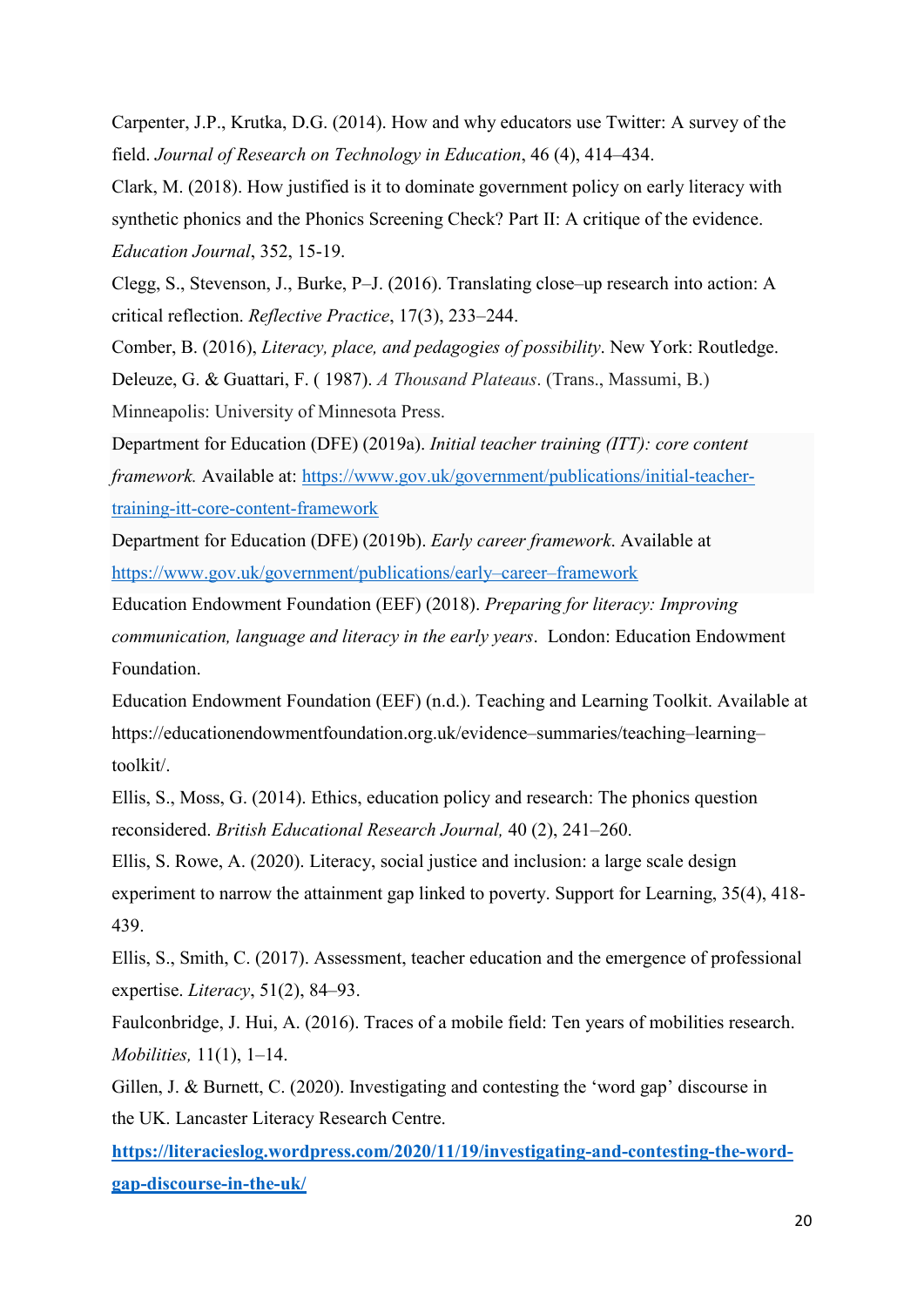Carpenter, J.P., Krutka, D.G. (2014). How and why educators use Twitter: A survey of the field. *Journal of Research on Technology in Education*, 46 (4), 414–434.

Clark, M. (2018). How justified is it to dominate government policy on early literacy with synthetic phonics and the Phonics Screening Check? Part II: A critique of the evidence. *Education Journal*, 352, 15-19.

Clegg, S., Stevenson, J., Burke, P–J. (2016). Translating close–up research into action: A critical reflection. *Reflective Practice*, 17(3), 233–244.

Comber, B. (2016), *Literacy, place, and pedagogies of possibility*. New York: Routledge.

Deleuze, G. & Guattari, F. ( 1987). *A Thousand Plateaus*. (Trans., Massumi, B.) Minneapolis: University of Minnesota Press.

Department for Education (DFE) (2019a). *Initial teacher training (ITT): core content framework.* Available at: [https://www.gov.uk/government/publications/initial-teacher-training-itt-core-content-framework](https://www.gov.uk/government/publications/initial-teacher-training-itt-core-content-framework)

Department for Education (DFE) (2019b). *Early career framework*. Available at [https://www.gov.uk/government/publications/early–career–framework](https://www.gov.uk/government/publications/early–career–framework)

Education Endowment Foundation (EEF) (2018). *Preparing for literacy: Improving communication, language and literacy in the early years*. London: Education Endowment Foundation.

Education Endowment Foundation (EEF) (n.d.). Teaching and Learning Toolkit. Available at https://educationendowmentfoundation.org.uk/evidence–summaries/teaching–learning–toolkit/.

Ellis, S., Moss, G. (2014). Ethics, education policy and research: The phonics question reconsidered. *British Educational Research Journal,* 40 (2), 241–260.

Ellis, S. Rowe, A. (2020). Literacy, social justice and inclusion: a large scale design experiment to narrow the attainment gap linked to poverty. Support for Learning, 35(4), 418-439.

Ellis, S., Smith, C. (2017). Assessment, teacher education and the emergence of professional expertise. *Literacy*, 51(2), 84–93.

Faulconbridge, J. Hui, A. (2016). Traces of a mobile field: Ten years of mobilities research. *Mobilities,* 11(1), 1–14.

Gillen, J. & Burnett, C. (2020). Investigating and contesting the 'word gap' discourse in the UK. Lancaster Literacy Research Centre.

**[https://literacieslog.wordpress.com/2020/11/19/investigating-and-contesting-the-word-gap-discourse-in-the-uk/](https://literacieslog.wordpress.com/2020/11/19/investigating-and-contesting-the-word-gap-discourse-in-the-uk/)**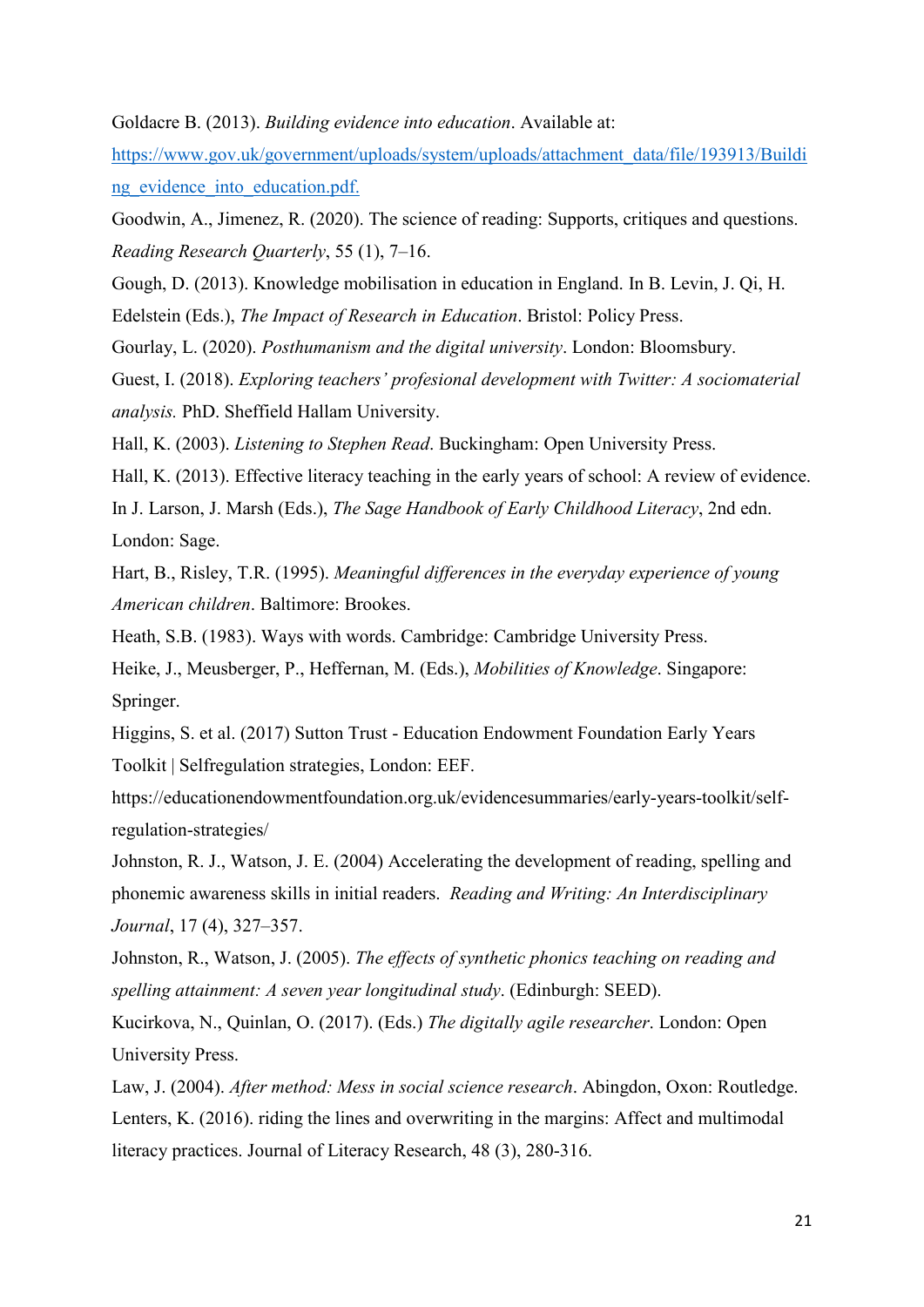Goldacre B. (2013). *Building evidence into education*. Available at: [https://www.gov.uk/government/uploads/system/uploads/attachment_data/file/193913/Building_evidence_into_education.pdf.](https://www.gov.uk/government/uploads/system/uploads/attachment_data/file/193913/Building_evidence_into_education.pdf)

Goodwin, A., Jimenez, R. (2020). The science of reading: Supports, critiques and questions. *Reading Research Quarterly*, 55 (1), 7–16.

Gough, D. (2013). Knowledge mobilisation in education in England. In B. Levin, J. Qi, H. Edelstein (Eds.), *The Impact of Research in Education*. Bristol: Policy Press.

Gourlay, L. (2020). *Posthumanism and the digital university*. London: Bloomsbury.

Guest, I. (2018). *Exploring teachers' profesional development with Twitter: A sociomaterial analysis.* PhD. Sheffield Hallam University.

Hall, K. (2003). *Listening to Stephen Read*. Buckingham: Open University Press.

Hall, K. (2013). Effective literacy teaching in the early years of school: A review of evidence. In J. Larson, J. Marsh (Eds.), *The Sage Handbook of Early Childhood Literacy*, 2nd edn. London: Sage.

Hart, B., Risley, T.R. (1995). *Meaningful differences in the everyday experience of young American children*. Baltimore: Brookes.

Heath, S.B. (1983). Ways with words. Cambridge: Cambridge University Press.

Heike, J., Meusberger, P., Heffernan, M. (Eds.), *Mobilities of Knowledge*. Singapore: Springer.

Higgins, S. et al. (2017) Sutton Trust - Education Endowment Foundation Early Years Toolkit | Selfregulation strategies, London: EEF. https://educationendowmentfoundation.org.uk/evidencesummaries/early-years-toolkit/self-regulation-strategies/

Johnston, R. J., Watson, J. E. (2004) Accelerating the development of reading, spelling and phonemic awareness skills in initial readers. *Reading and Writing: An Interdisciplinary Journal*, 17 (4), 327–357.

Johnston, R., Watson, J. (2005). *The effects of synthetic phonics teaching on reading and spelling attainment: A seven year longitudinal study*. (Edinburgh: SEED).

Kucirkova, N., Quinlan, O. (2017). (Eds.) *The digitally agile researcher*. London: Open University Press.

Law, J. (2004). *After method: Mess in social science research*. Abingdon, Oxon: Routledge.

Lenters, K. (2016). riding the lines and overwriting in the margins: Affect and multimodal literacy practices. Journal of Literacy Research, 48 (3), 280-316.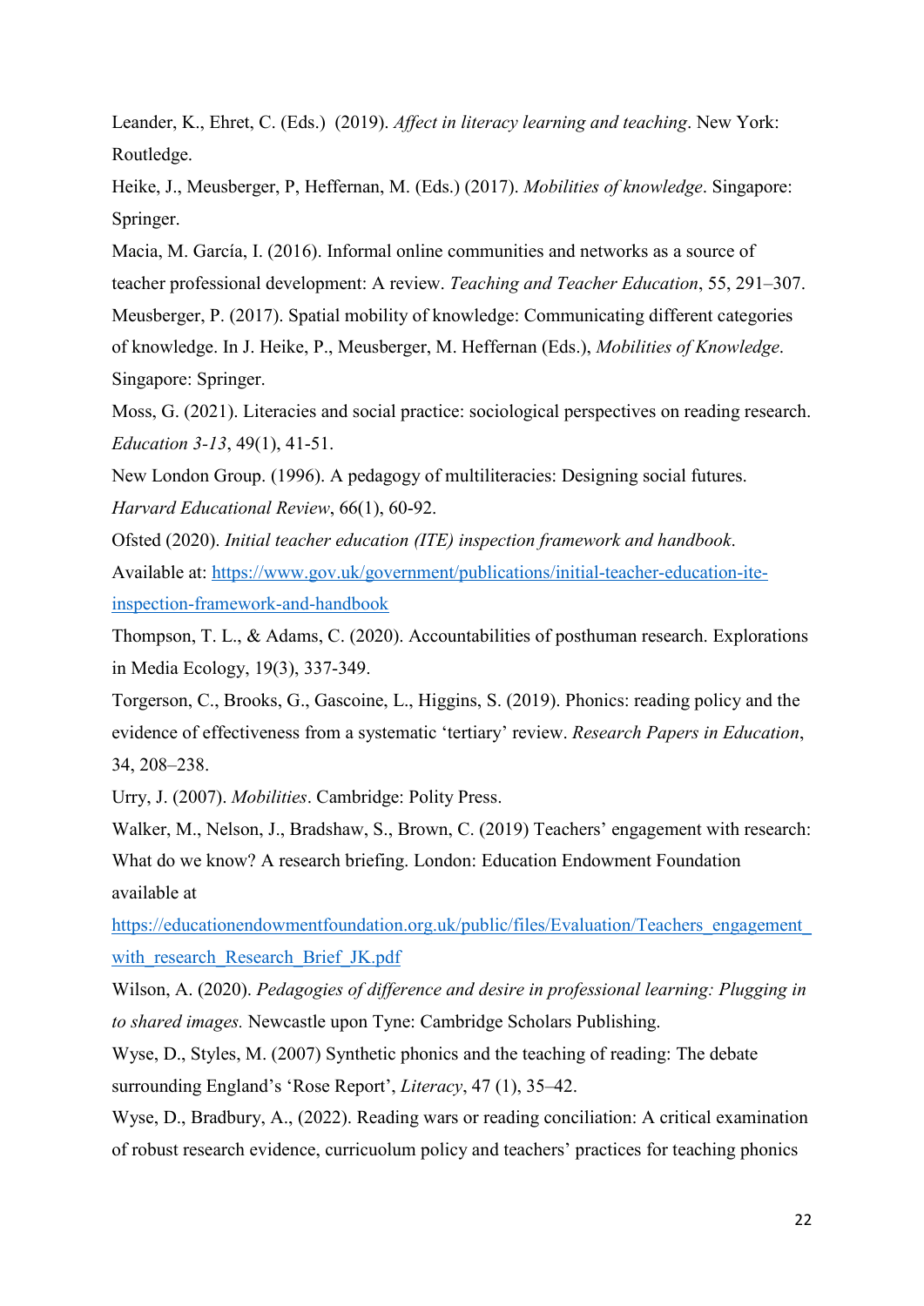Leander, K., Ehret, C. (Eds.) (2019). *Affect in literacy learning and teaching*. New York: Routledge.

Heike, J., Meusberger, P, Heffernan, M. (Eds.) (2017). *Mobilities of knowledge*. Singapore: Springer.

Macia, M. García, I. (2016). Informal online communities and networks as a source of teacher professional development: A review. *Teaching and Teacher Education*, 55, 291–307.

Meusberger, P. (2017). Spatial mobility of knowledge: Communicating different categories of knowledge. In J. Heike, P., Meusberger, M. Heffernan (Eds.), *Mobilities of Knowledge*. Singapore: Springer.

Moss, G. (2021). Literacies and social practice: sociological perspectives on reading research. *Education 3-13*, 49(1), 41-51.

New London Group. (1996). A pedagogy of multiliteracies: Designing social futures. *Harvard Educational Review*, 66(1), 60-92.

Ofsted (2020). *Initial teacher education (ITE) inspection framework and handbook*. Available at: [https://www.gov.uk/government/publications/initial-teacher-education-ite-inspection-framework-and-handbook](https://www.gov.uk/government/publications/initial-teacher-education-ite-inspection-framework-and-handbook)

Thompson, T. L., & Adams, C. (2020). Accountabilities of posthuman research. Explorations in Media Ecology, 19(3), 337-349.

Torgerson, C., Brooks, G., Gascoine, L., Higgins, S. (2019). Phonics: reading policy and the evidence of effectiveness from a systematic 'tertiary' review. *Research Papers in Education*, 34, 208–238.

Urry, J. (2007). *Mobilities*. Cambridge: Polity Press.

Walker, M., Nelson, J., Bradshaw, S., Brown, C. (2019) Teachers' engagement with research: What do we know? A research briefing. London: Education Endowment Foundation available at [https://educationendowmentfoundation.org.uk/public/files/Evaluation/Teachers_engagement_with_research_Research_Brief_JK.pdf](https://educationendowmentfoundation.org.uk/public/files/Evaluation/Teachers_engagement_with_research_Research_Brief_JK.pdf)

Wilson, A. (2020). *Pedagogies of difference and desire in professional learning: Plugging in to shared images.* Newcastle upon Tyne: Cambridge Scholars Publishing.

Wyse, D., Styles, M. (2007) Synthetic phonics and the teaching of reading: The debate surrounding England's 'Rose Report', *Literacy*, 47 (1), 35–42.

Wyse, D., Bradbury, A., (2022). Reading wars or reading conciliation: A critical examination of robust research evidence, curricuolum policy and teachers' practices for teaching phonics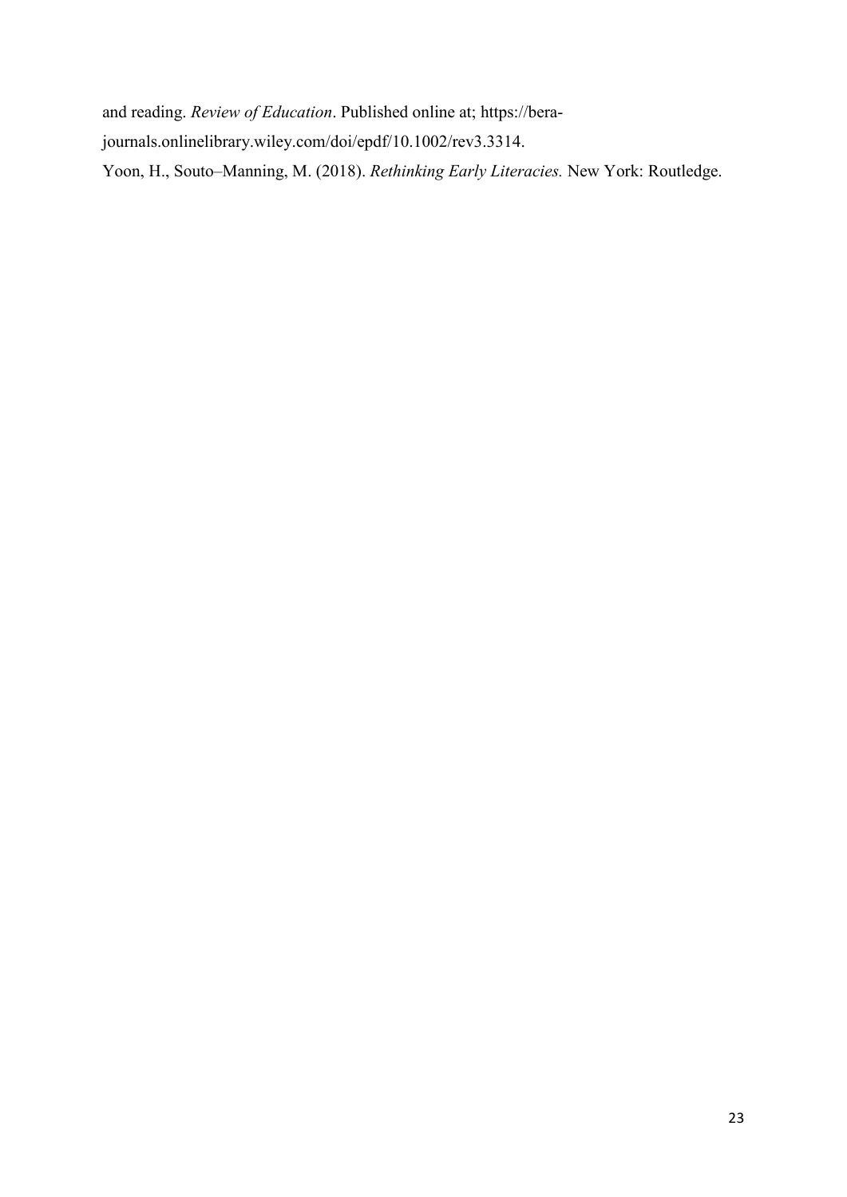and reading. *Review of Education*. Published online at; https://bera-journals.onlinelibrary.wiley.com/doi/epdf/10.1002/rev3.3314.

Yoon, H., Souto–Manning, M. (2018). *Rethinking Early Literacies.* New York: Routledge.